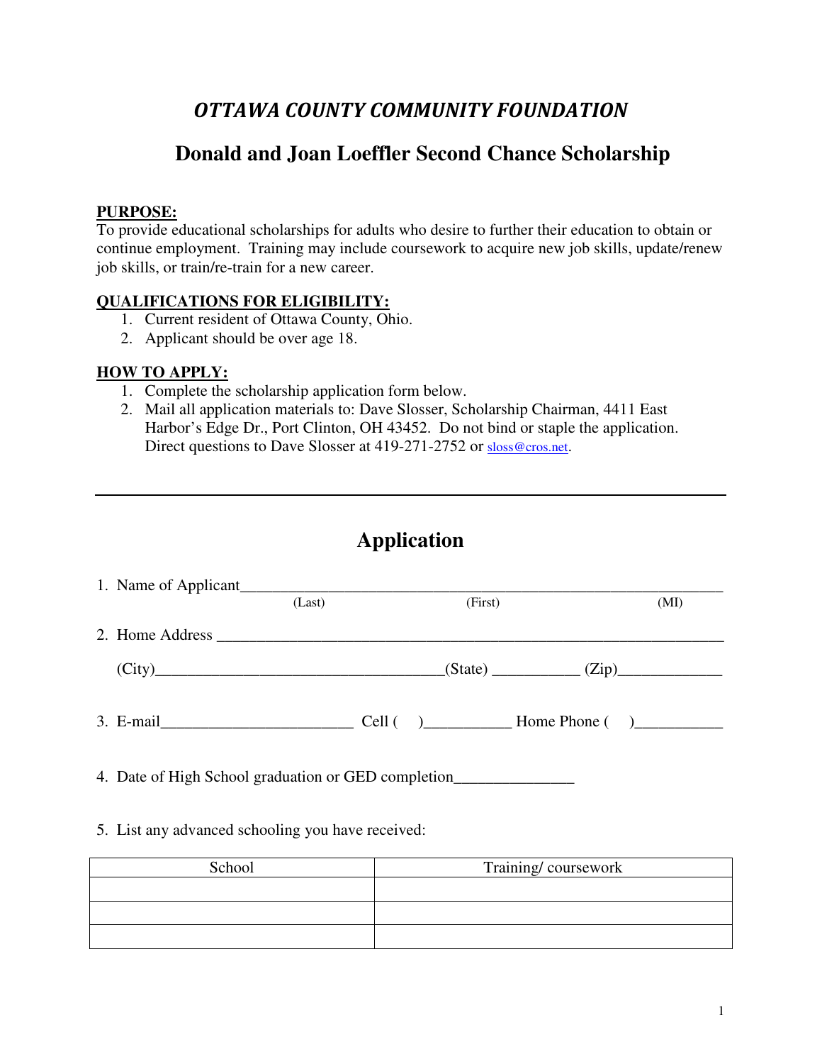# *OTTAWA COUNTY COMMUNITY FOUNDATION*

## Donald and Joan Loeffler Second Chance Scholarship

**PURPOSE:**
To provide educational scholarships for adults who desire to further their education to obtain or continue employment. Training may include coursework to acquire new job skills, update/renew job skills, or train/re-train for a new career.

**QUALIFICATIONS FOR ELIGIBILITY:**

1. Current resident of Ottawa County, Ohio.
2. Applicant should be over age 18.

**HOW TO APPLY:**

1. Complete the scholarship application form below.
2. Mail all application materials to: Dave Slosser, Scholarship Chairman, 4411 East Harbor's Edge Dr., Port Clinton, OH 43452. Do not bind or staple the application. Direct questions to Dave Slosser at 419-271-2752 or sloss@cros.net.

---

## Application

1. Name of Applicant_______________________________________________________________
   (Last) (First) (MI)

2. Home Address _________________________________________________________________

   (City)___________________________________(State) ___________ (Zip)_____________

3. E-mail________________________ Cell (    )__________ Home Phone (    )__________

4. Date of High School graduation or GED completion_______________

5. List any advanced schooling you have received:

| School | Training/ coursework |
| --- | --- |
| | |
| | |
| | |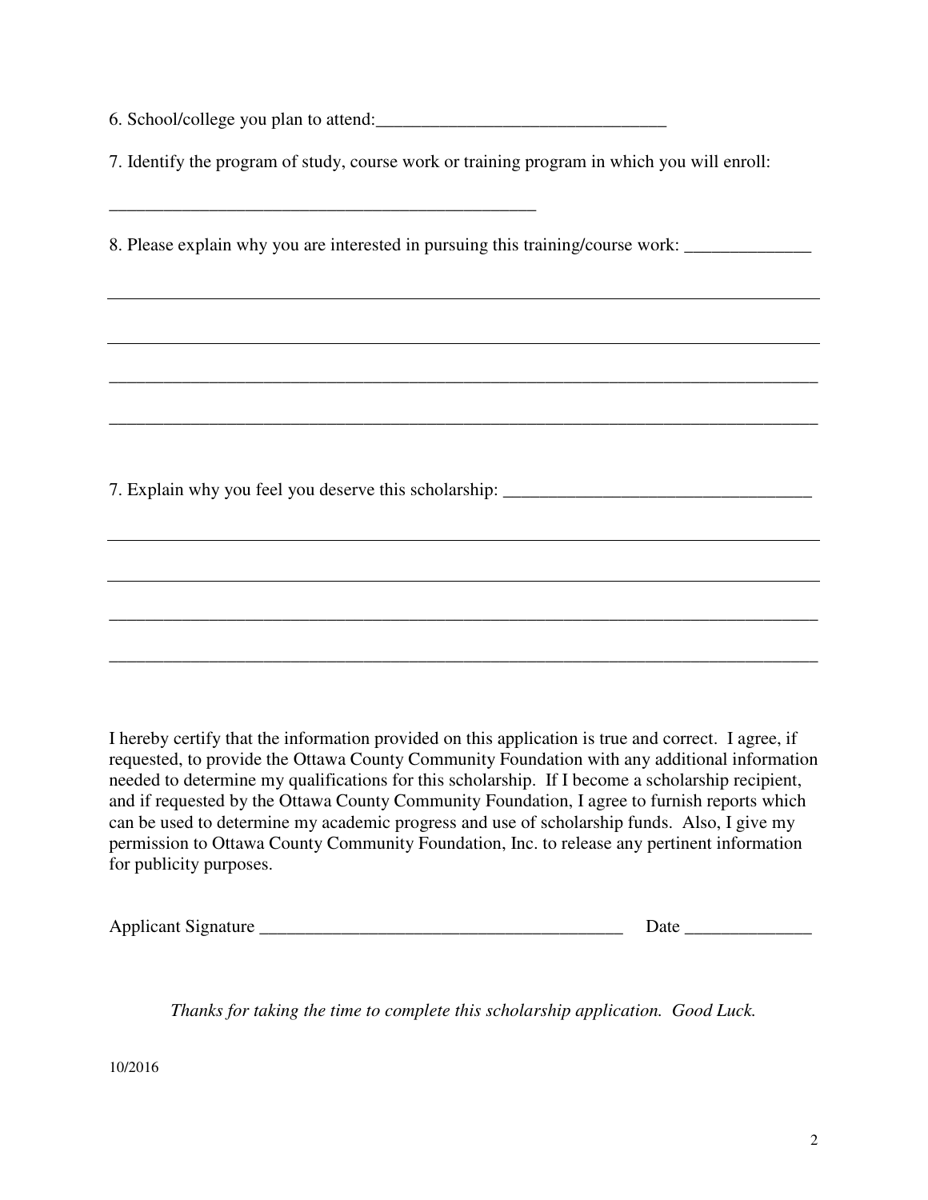6. School/college you plan to attend:________________________________

7. Identify the program of study, course work or training program in which you will enroll:

_______________________________________________

8. Please explain why you are interested in pursuing this training/course work: ______________

______________________________________________________________________________

______________________________________________________________________________

______________________________________________________________________________

______________________________________________________________________________

7. Explain why you feel you deserve this scholarship: ___________________________________

______________________________________________________________________________

______________________________________________________________________________

______________________________________________________________________________

______________________________________________________________________________

I hereby certify that the information provided on this application is true and correct. I agree, if requested, to provide the Ottawa County Community Foundation with any additional information needed to determine my qualifications for this scholarship. If I become a scholarship recipient, and if requested by the Ottawa County Community Foundation, I agree to furnish reports which can be used to determine my academic progress and use of scholarship funds. Also, I give my permission to Ottawa County Community Foundation, Inc. to release any pertinent information for publicity purposes.

Applicant Signature ________________________________________ Date ______________

*Thanks for taking the time to complete this scholarship application. Good Luck.*

10/2016